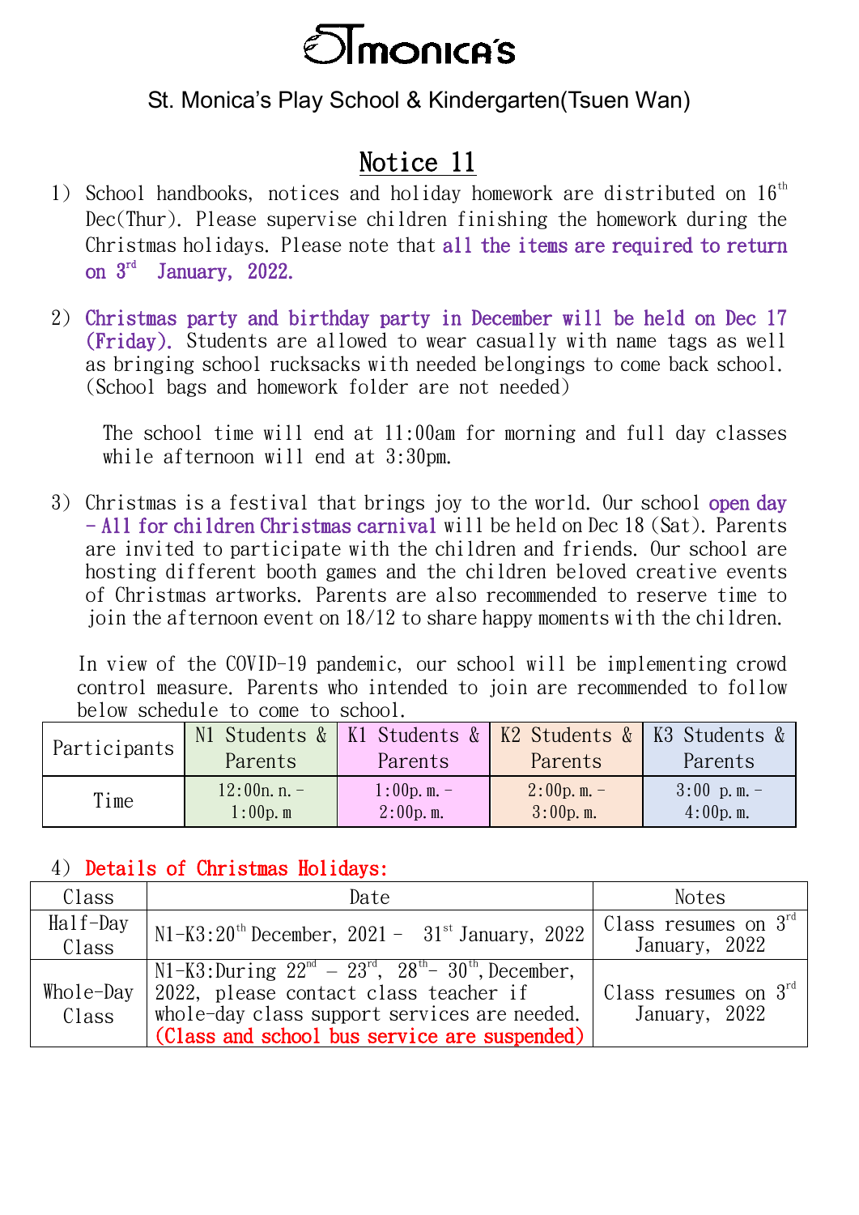# St. Monica's

St. Monica's Play School & Kindergarten(Tsuen Wan)

## Notice 11

1) School handbooks, notices and holiday homework are distributed on 16th Dec(Thur). Please supervise children finishing the homework during the Christmas holidays. Please note that all the items are required to return on 3rd January, 2022.

2) Christmas party and birthday party in December will be held on Dec 17 (Friday). Students are allowed to wear casually with name tags as well as bringing school rucksacks with needed belongings to come back school. (School bags and homework folder are not needed)

   The school time will end at 11:00am for morning and full day classes while afternoon will end at 3:30pm.

3) Christmas is a festival that brings joy to the world. Our school open day - All for children Christmas carnival will be held on Dec 18 (Sat). Parents are invited to participate with the children and friends. Our school are hosting different booth games and the children beloved creative events of Christmas artworks. Parents are also recommended to reserve time to join the afternoon event on 18/12 to share happy moments with the children.

   In view of the COVID-19 pandemic, our school will be implementing crowd control measure. Parents who intended to join are recommended to follow below schedule to come to school.

| Participants | N1 Students & Parents | K1 Students & Parents | K2 Students & Parents | K3 Students & Parents |
|---|---|---|---|---|
| Time | 12:00n.n.-1:00p.m | 1:00p.m.-2:00p.m. | 2:00p.m.-3:00p.m. | 3:00 p.m.-4:00p.m. |

4) Details of Christmas Holidays:

| Class | Date | Notes |
|---|---|---|
| Half-Day Class | N1-K3:20th December, 2021 - 31st January, 2022 | Class resumes on 3rd January, 2022 |
| Whole-Day Class | N1-K3:During 22nd - 23rd, 28th- 30th, December, 2022, please contact class teacher if whole-day class support services are needed. (Class and school bus service are suspended) | Class resumes on 3rd January, 2022 |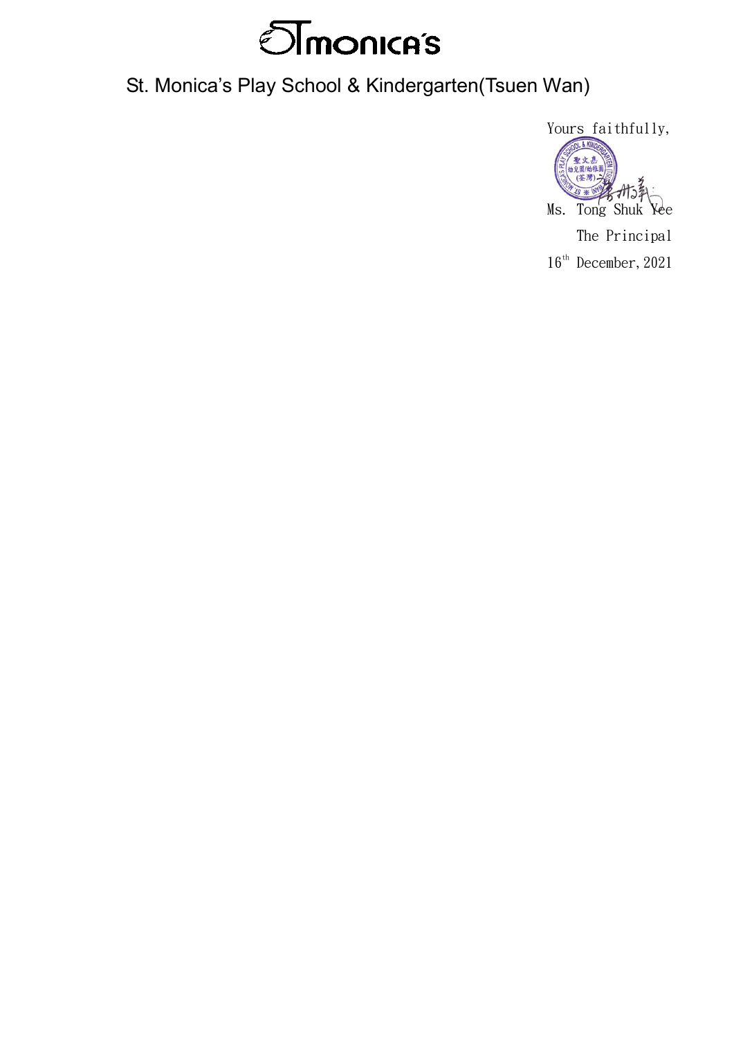St. Monica's Play School & Kindergarten(Tsuen Wan)

Yours faithfully,

Ms. Tong Shuk Yee

The Principal

16th December, 2021